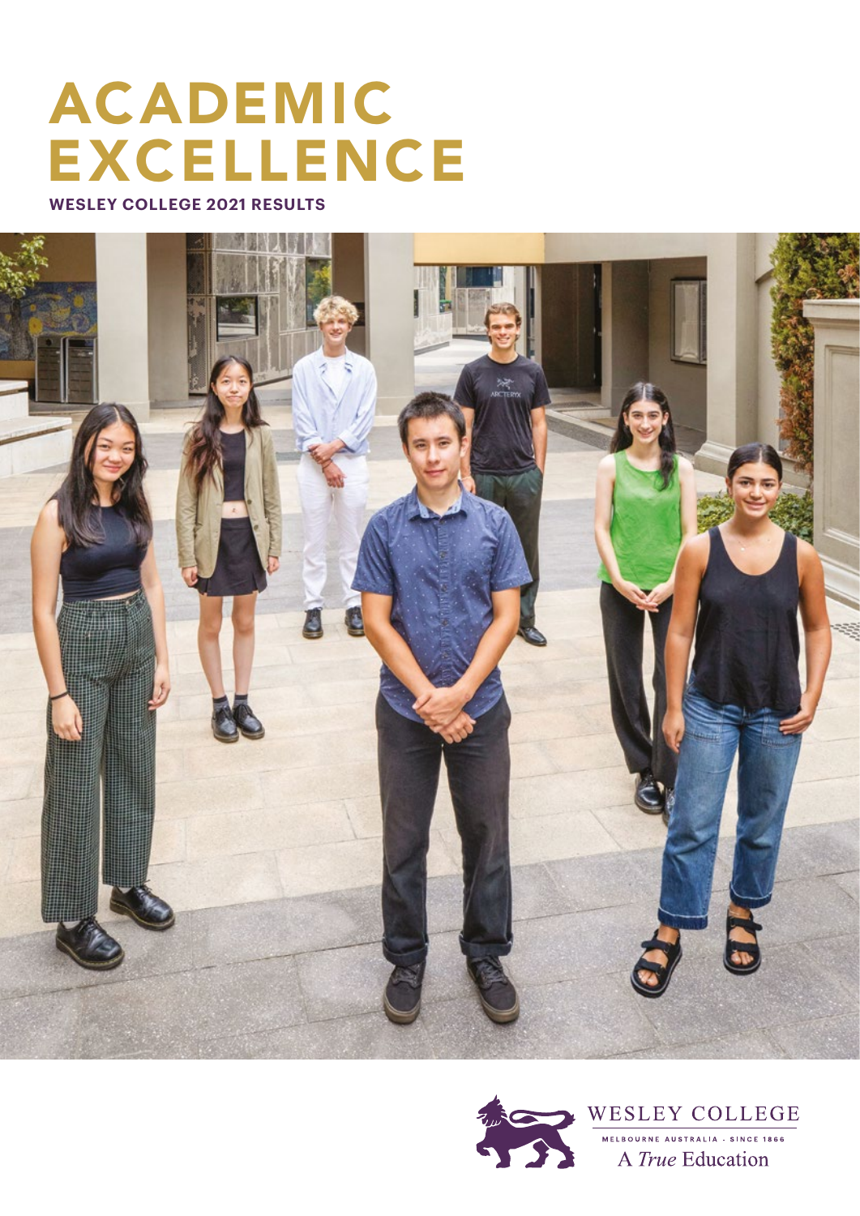# ACADEMIC EXCELLENCE

**WESLEY COLLEGE 2021 RESULTS**

WESLEY COLLEGE

MELBOURNE AUSTRALIA · SINCE 1866

A *True* Education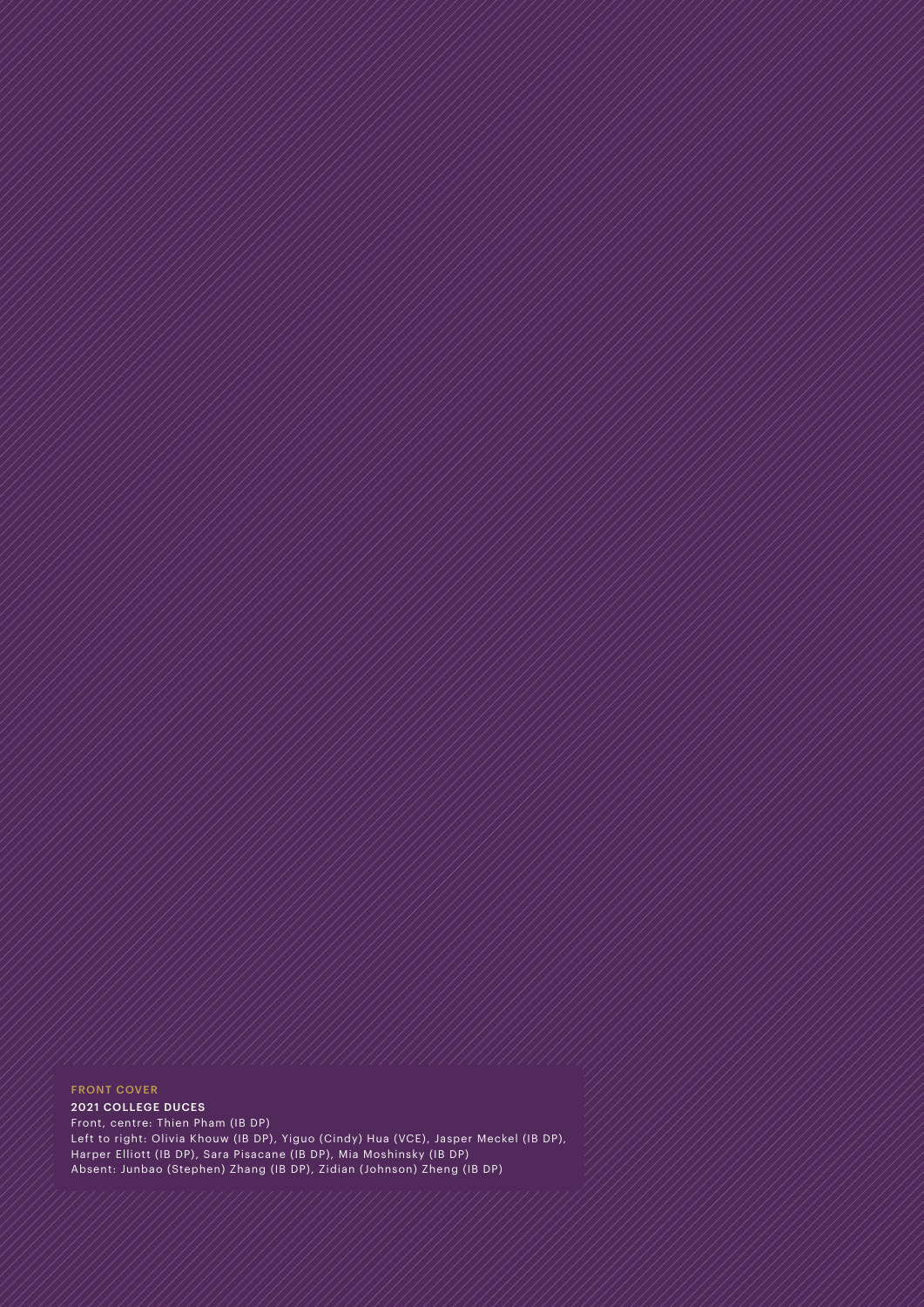FRONT COVER

**2021 COLLEGE DUCES**

Front, centre: Thien Pham (IB DP)

Left to right: Olivia Khouw (IB DP), Yiguo (Cindy) Hua (VCE), Jasper Meckel (IB DP), Harper Elliott (IB DP), Sara Pisacane (IB DP), Mia Moshinsky (IB DP)

Absent: Junbao (Stephen) Zhang (IB DP), Zidian (Johnson) Zheng (IB DP)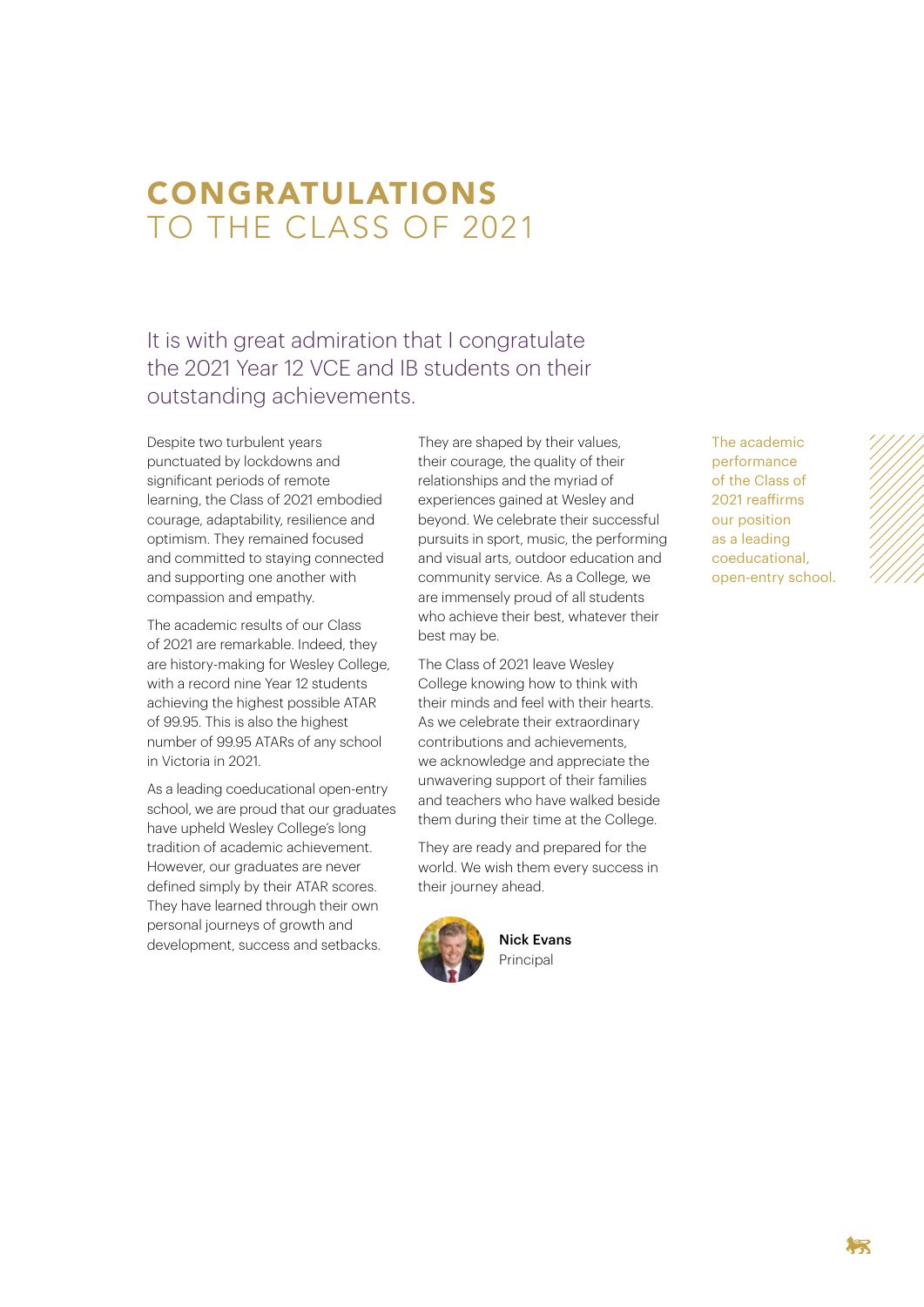# **CONGRATULATIONS** TO THE CLASS OF 2021

## It is with great admiration that I congratulate the 2021 Year 12 VCE and IB students on their outstanding achievements.

Despite two turbulent years punctuated by lockdowns and significant periods of remote learning, the Class of 2021 embodied courage, adaptability, resilience and optimism. They remained focused and committed to staying connected and supporting one another with compassion and empathy.

The academic results of our Class of 2021 are remarkable. Indeed, they are history-making for Wesley College, with a record nine Year 12 students achieving the highest possible ATAR of 99.95. This is also the highest number of 99.95 ATARs of any school in Victoria in 2021.

As a leading coeducational open-entry school, we are proud that our graduates have upheld Wesley College's long tradition of academic achievement. However, our graduates are never defined simply by their ATAR scores. They have learned through their own personal journeys of growth and development, success and setbacks.

They are shaped by their values, their courage, the quality of their relationships and the myriad of experiences gained at Wesley and beyond. We celebrate their successful pursuits in sport, music, the performing and visual arts, outdoor education and community service. As a College, we are immensely proud of all students who achieve their best, whatever their best may be.

The Class of 2021 leave Wesley College knowing how to think with their minds and feel with their hearts. As we celebrate their extraordinary contributions and achievements, we acknowledge and appreciate the unwavering support of their families and teachers who have walked beside them during their time at the College.

They are ready and prepared for the world. We wish them every success in their journey ahead.

**Nick Evans**
Principal

The academic performance of the Class of 2021 reaffirms our position as a leading coeducational, open-entry school.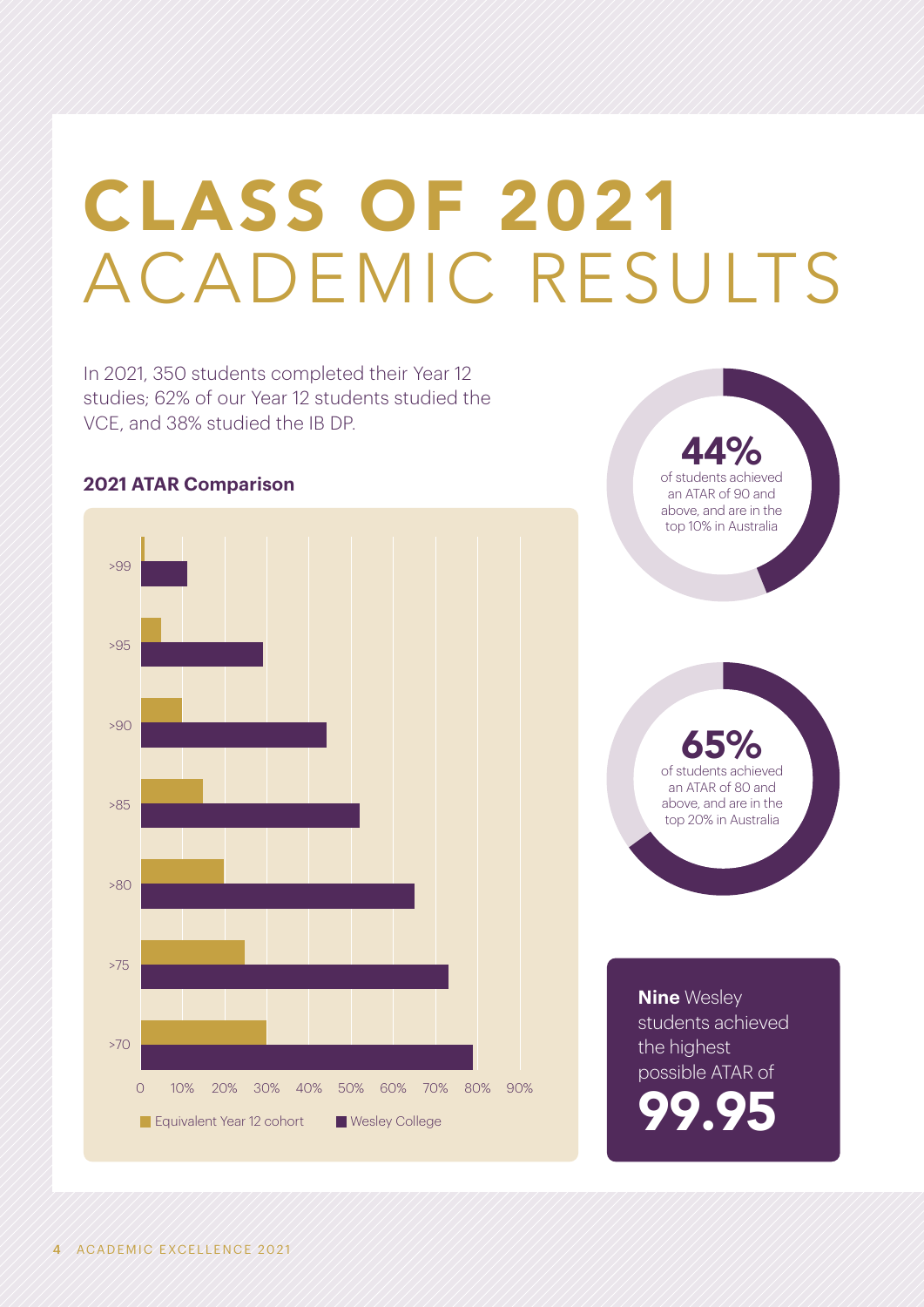# CLASS OF 2021 ACADEMIC RESULTS

In 2021, 350 students completed their Year 12 studies; 62% of our Year 12 students studied the VCE, and 38% studied the IB DP.

### 2021 ATAR Comparison

>99
>95
>90
>85
>80
>75
>70

0 10% 20% 30% 40% 50% 60% 70% 80% 90%

Equivalent Year 12 cohort    Wesley College

**44%**
of students achieved an ATAR of 90 and above, and are in the top 10% in Australia

**65%**
of students achieved an ATAR of 80 and above, and are in the top 20% in Australia

**Nine** Wesley students achieved the highest possible ATAR of

**99.95**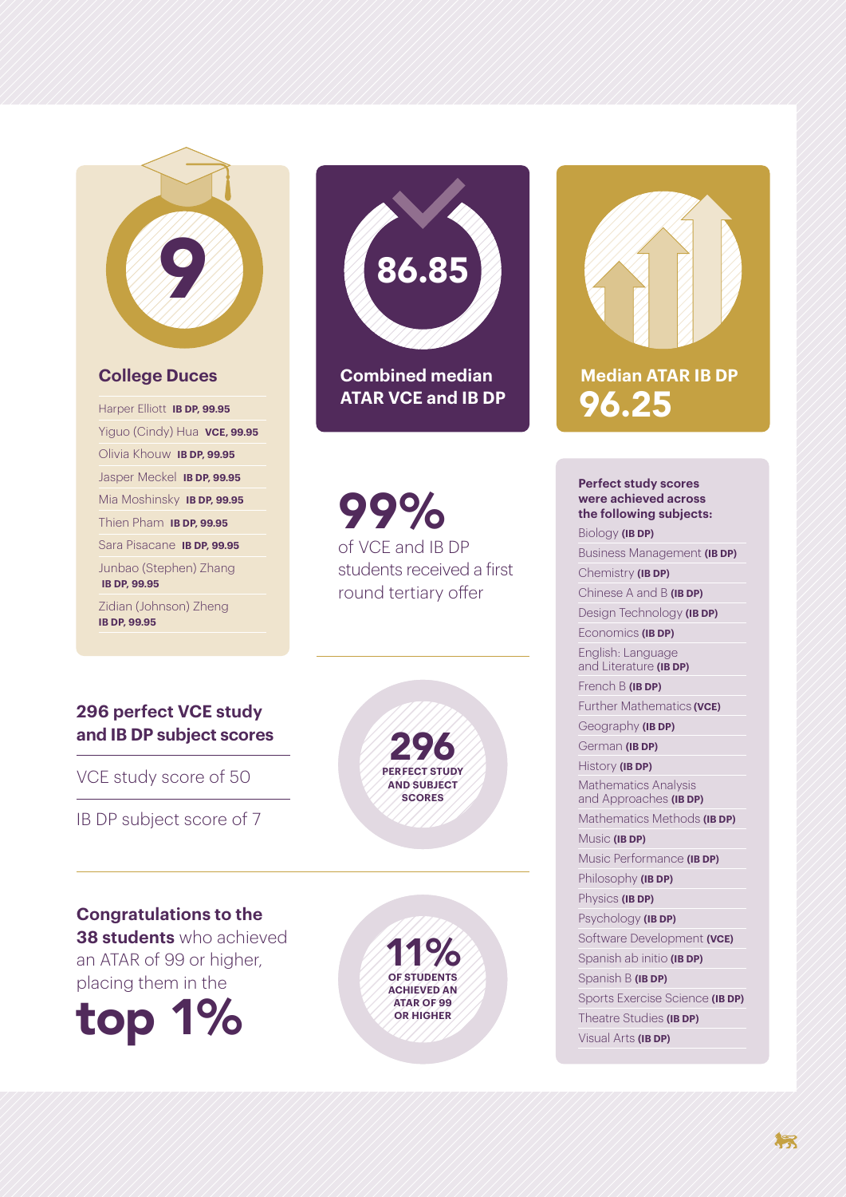## 9

### College Duces

- Harper Elliott **IB DP, 99.95**
- Yiguo (Cindy) Hua **VCE, 99.95**
- Olivia Khouw **IB DP, 99.95**
- Jasper Meckel **IB DP, 99.95**
- Mia Moshinsky **IB DP, 99.95**
- Thien Pham **IB DP, 99.95**
- Sara Pisacane **IB DP, 99.95**
- Junbao (Stephen) Zhang **IB DP, 99.95**
- Zidian (Johnson) Zheng **IB DP, 99.95**

## 86.85

### Combined median ATAR VCE and IB DP

### Median ATAR IB DP

## 96.25

# 99%

of VCE and IB DP students received a first round tertiary offer

### 296 perfect VCE study and IB DP subject scores

VCE study score of 50

IB DP subject score of 7

**296**
**PERFECT STUDY AND SUBJECT SCORES**

**Congratulations to the 38 students** who achieved an ATAR of 99 or higher, placing them in the

# top 1%

**11%**
**OF STUDENTS ACHIEVED AN ATAR OF 99 OR HIGHER**

### Perfect study scores were achieved across the following subjects:

- Biology **(IB DP)**
- Business Management **(IB DP)**
- Chemistry **(IB DP)**
- Chinese A and B **(IB DP)**
- Design Technology **(IB DP)**
- Economics **(IB DP)**
- English: Language and Literature **(IB DP)**
- French B **(IB DP)**
- Further Mathematics **(VCE)**
- Geography **(IB DP)**
- German **(IB DP)**
- History **(IB DP)**
- Mathematics Analysis and Approaches **(IB DP)**
- Mathematics Methods **(IB DP)**
- Music **(IB DP)**
- Music Performance **(IB DP)**
- Philosophy **(IB DP)**
- Physics **(IB DP)**
- Psychology **(IB DP)**
- Software Development **(VCE)**
- Spanish ab initio **(IB DP)**
- Spanish B **(IB DP)**
- Sports Exercise Science **(IB DP)**
- Theatre Studies **(IB DP)**
- Visual Arts **(IB DP)**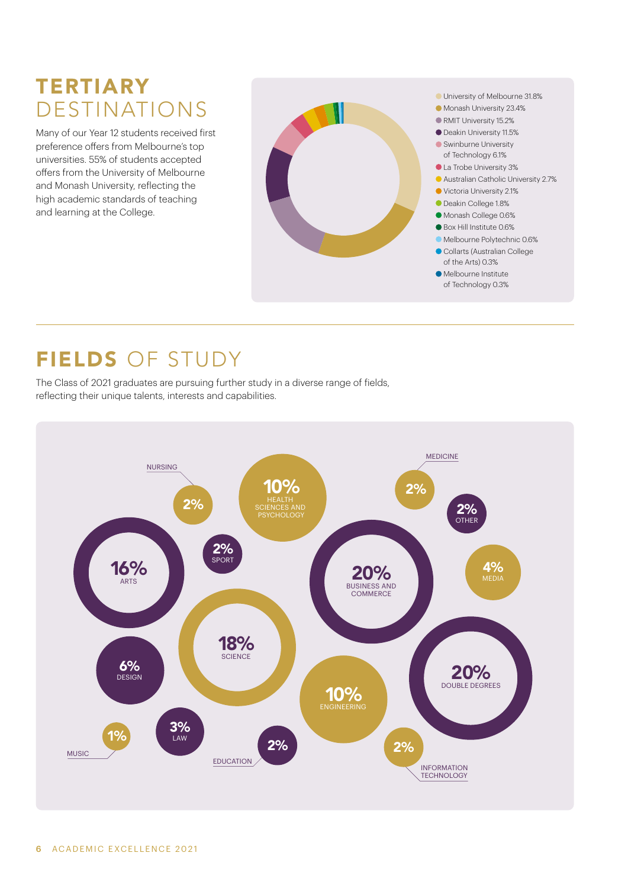# TERTIARY DESTINATIONS

Many of our Year 12 students received first preference offers from Melbourne's top universities. 55% of students accepted offers from the University of Melbourne and Monash University, reflecting the high academic standards of teaching and learning at the College.

- University of Melbourne 31.8%
- Monash University 23.4%
- RMIT University 15.2%
- Deakin University 11.5%
- Swinburne University of Technology 6.1%
- La Trobe University 3%
- Australian Catholic University 2.7%
- Victoria University 2.1%
- Deakin College 1.8%
- Monash College 0.6%
- Box Hill Institute 0.6%
- Melbourne Polytechnic 0.6%
- Collarts (Australian College of the Arts) 0.3%
- Melbourne Institute of Technology 0.3%

# FIELDS OF STUDY

The Class of 2021 graduates are pursuing further study in a diverse range of fields, reflecting their unique talents, interests and capabilities.

- Nursing 2%
- Health Sciences and Psychology 10%
- Medicine 2%
- Other 2%
- Arts 16%
- Sport 2%
- Business and Commerce 20%
- Media 4%
- Science 18%
- Design 6%
- Double Degrees 20%
- Engineering 10%
- Law 3%
- Music 1%
- Education 2%
- Information Technology 2%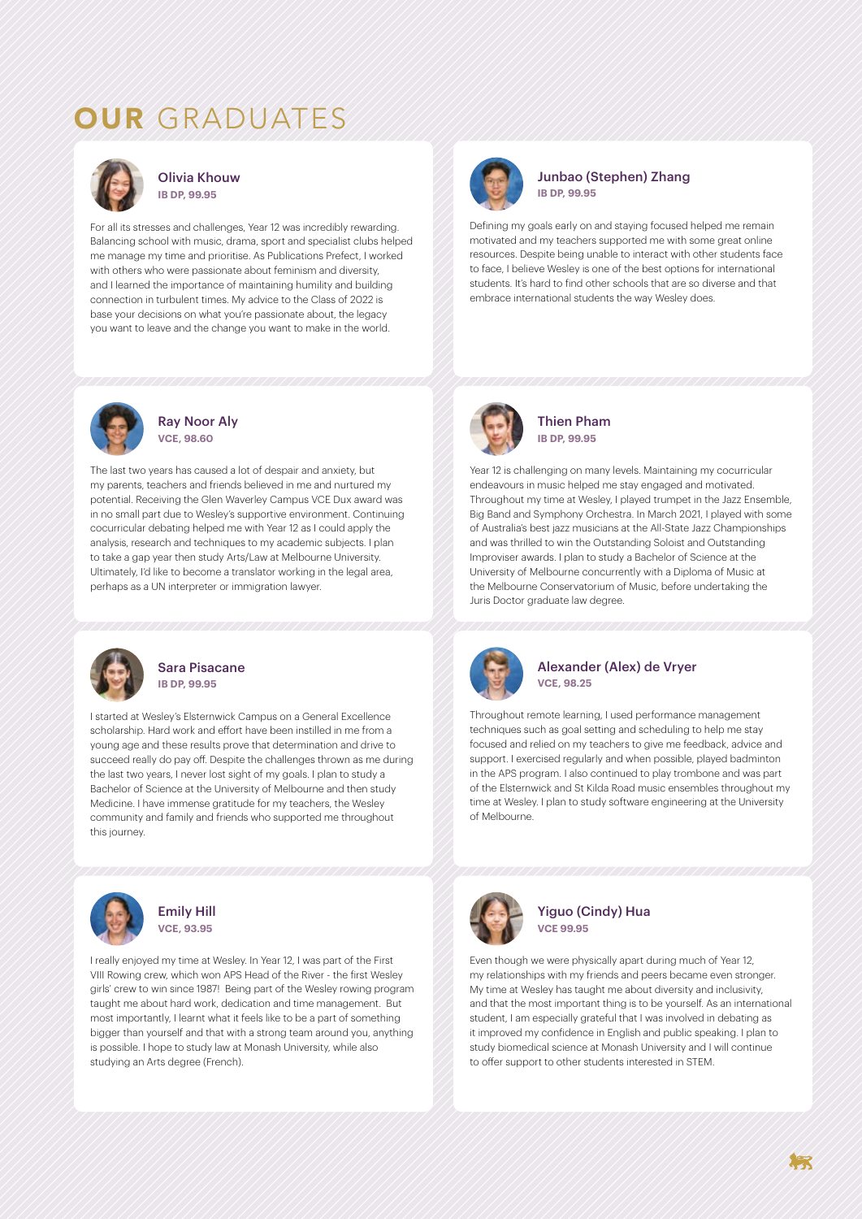# **OUR** GRADUATES

### Olivia Khouw
**IB DP, 99.95**

For all its stresses and challenges, Year 12 was incredibly rewarding. Balancing school with music, drama, sport and specialist clubs helped me manage my time and prioritise. As Publications Prefect, I worked with others who were passionate about feminism and diversity, and I learned the importance of maintaining humility and building connection in turbulent times. My advice to the Class of 2022 is base your decisions on what you're passionate about, the legacy you want to leave and the change you want to make in the world.

### Junbao (Stephen) Zhang
**IB DP, 99.95**

Defining my goals early on and staying focused helped me remain motivated and my teachers supported me with some great online resources. Despite being unable to interact with other students face to face, I believe Wesley is one of the best options for international students. It's hard to find other schools that are so diverse and that embrace international students the way Wesley does.

### Ray Noor Aly
**VCE, 98.60**

The last two years has caused a lot of despair and anxiety, but my parents, teachers and friends believed in me and nurtured my potential. Receiving the Glen Waverley Campus VCE Dux award was in no small part due to Wesley's supportive environment. Continuing cocurricular debating helped me with Year 12 as I could apply the analysis, research and techniques to my academic subjects. I plan to take a gap year then study Arts/Law at Melbourne University. Ultimately, I'd like to become a translator working in the legal area, perhaps as a UN interpreter or immigration lawyer.

### Thien Pham
**IB DP, 99.95**

Year 12 is challenging on many levels. Maintaining my cocurricular endeavours in music helped me stay engaged and motivated. Throughout my time at Wesley, I played trumpet in the Jazz Ensemble, Big Band and Symphony Orchestra. In March 2021, I played with some of Australia's best jazz musicians at the All-State Jazz Championships and was thrilled to win the Outstanding Soloist and Outstanding Improviser awards. I plan to study a Bachelor of Science at the University of Melbourne concurrently with a Diploma of Music at the Melbourne Conservatorium of Music, before undertaking the Juris Doctor graduate law degree.

### Sara Pisacane
**IB DP, 99.95**

I started at Wesley's Elsternwick Campus on a General Excellence scholarship. Hard work and effort have been instilled in me from a young age and these results prove that determination and drive to succeed really do pay off. Despite the challenges thrown as me during the last two years, I never lost sight of my goals. I plan to study a Bachelor of Science at the University of Melbourne and then study Medicine. I have immense gratitude for my teachers, the Wesley community and family and friends who supported me throughout this journey.

### Alexander (Alex) de Vryer
**VCE, 98.25**

Throughout remote learning, I used performance management techniques such as goal setting and scheduling to help me stay focused and relied on my teachers to give me feedback, advice and support. I exercised regularly and when possible, played badminton in the APS program. I also continued to play trombone and was part of the Elsternwick and St Kilda Road music ensembles throughout my time at Wesley. I plan to study software engineering at the University of Melbourne.

### Emily Hill
**VCE, 93.95**

I really enjoyed my time at Wesley. In Year 12, I was part of the First VIII Rowing crew, which won APS Head of the River - the first Wesley girls' crew to win since 1987! Being part of the Wesley rowing program taught me about hard work, dedication and time management. But most importantly, I learnt what it feels like to be a part of something bigger than yourself and that with a strong team around you, anything is possible. I hope to study law at Monash University, while also studying an Arts degree (French).

### Yiguo (Cindy) Hua
**VCE 99.95**

Even though we were physically apart during much of Year 12, my relationships with my friends and peers became even stronger. My time at Wesley has taught me about diversity and inclusivity, and that the most important thing is to be yourself. As an international student, I am especially grateful that I was involved in debating as it improved my confidence in English and public speaking. I plan to study biomedical science at Monash University and I will continue to offer support to other students interested in STEM.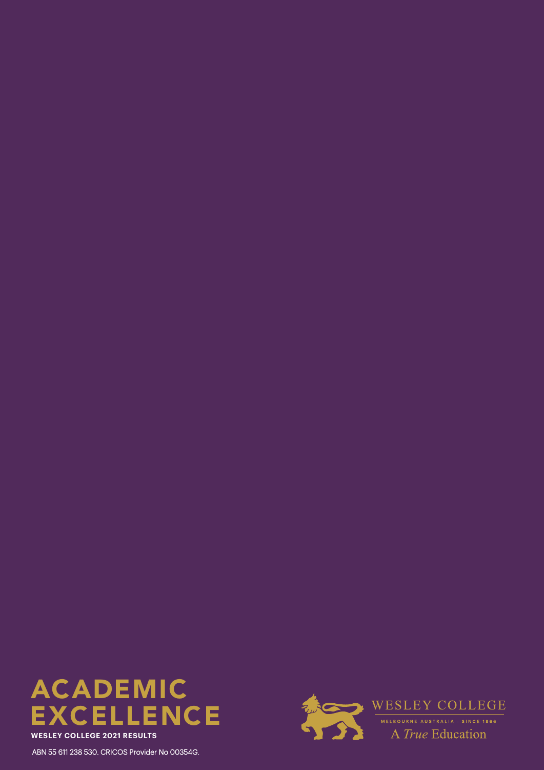# ACADEMIC EXCELLENCE

**WESLEY COLLEGE 2021 RESULTS**

ABN 55 611 238 530. CRICOS Provider No 00354G.

WESLEY COLLEGE

MELBOURNE AUSTRALIA · SINCE 1866

A *True* Education